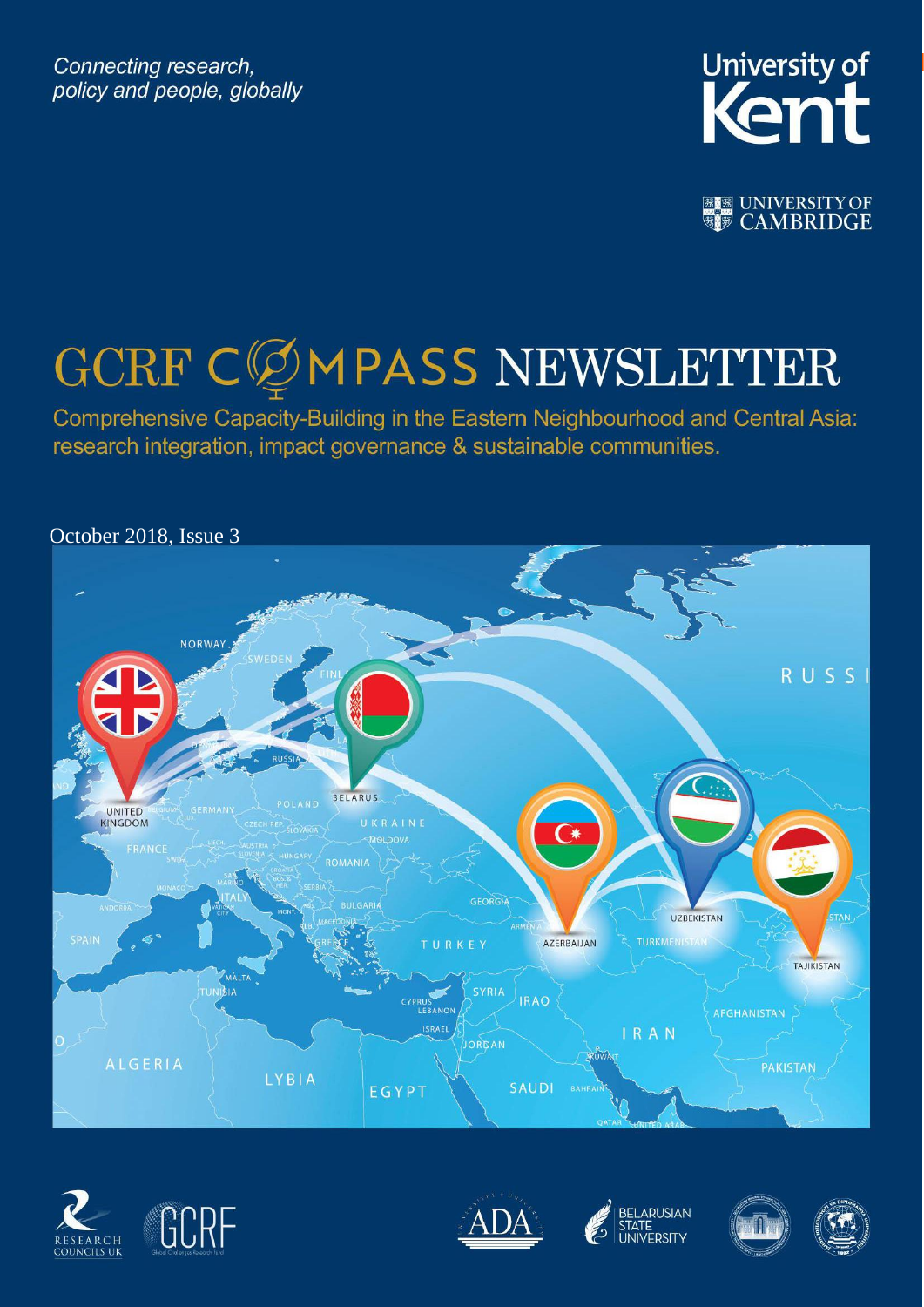*Connecting research, policy and people, globally*

University of Kent

UNIVERSITY OF CAMBRIDGE

# GCRF COMPASS NEWSLETTER

Comprehensive Capacity-Building in the Eastern Neighbourhood and Central Asia: research integration, impact governance & sustainable communities.

October 2018, Issue 3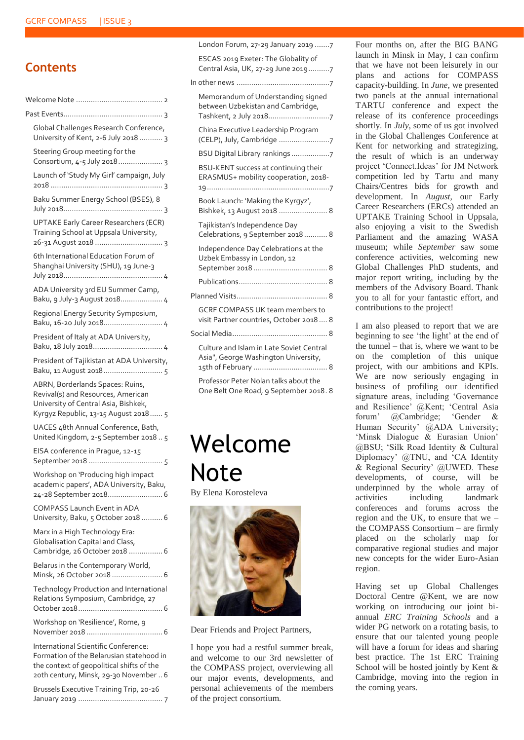## Contents

- Welcome Note .......................................... 2
- Past Events................................................ 3
  - Global Challenges Research Conference, University of Kent, 2-6 July 2018 ........... 3
  - Steering Group meeting for the Consortium, 4-5 July 2018..................... 3
  - Launch of 'Study My Girl' campaign, July 2018 ..................................................... 3
  - Baku Summer Energy School (BSES), 8 July 2018............................................... 3
  - UPTAKE Early Career Researchers (ECR) Training School at Uppsala University, 26-31 August 2018 ................................ 3
  - 6th International Education Forum of Shanghai University (SHU), 19 June-3 July 2018............................................... 4
  - ADA University 3rd EU Summer Camp, Baku, 9 July-3 August 2018.................... 4
  - Regional Energy Security Symposium, Baku, 16-20 July 2018............................ 4
  - President of Italy at ADA University, Baku, 18 July 2018................................. 4
  - President of Tajikistan at ADA University, Baku, 11 August 2018 ............................ 5
  - ABRN, Borderlands Spaces: Ruins, Revival(s) and Resources, American University of Central Asia, Bishkek, Kyrgyz Republic, 13-15 August 2018 ...... 5
  - UACES 48th Annual Conference, Bath, United Kingdom, 2-5 September 2018 .. 5
  - EISA conference in Prague, 12-15 September 2018 ................................... 5
  - Workshop on 'Producing high impact academic papers', ADA University, Baku, 24-28 September 2018.......................... 6
  - COMPASS Launch Event in ADA University, Baku, 5 October 2018 .......... 6
  - Marx in a High Technology Era: Globalisation Capital and Class, Cambridge, 26 October 2018 ................ 6
  - Belarus in the Contemporary World, Minsk, 26 October 2018 ........................ 6
  - Technology Production and International Relations Symposium, Cambridge, 27 October 2018......................................... 6
  - Workshop on 'Resilience', Rome, 9 November 2018 .................................... 6
  - International Scientific Conference: Formation of the Belarusian statehood in the context of geopolitical shifts of the 20th century, Minsk, 29-30 November .. 6
  - Brussels Executive Training Trip, 20-26 January 2019 ........................................ 7
  - London Forum, 27-29 January 2019 .......7
  - ESCAS 2019 Exeter: The Globality of Central Asia, UK, 27-29 June 2019..........7
- In other news ............................................7
  - Memorandum of Understanding signed between Uzbekistan and Cambridge, Tashkent, 2 July 2018.............................7
  - China Executive Leadership Program (CELP), July, Cambridge ........................7
  - BSU Digital Library rankings ..................7
  - BSU-KENT success at continuing their ERASMUS+ mobility cooperation, 2018-19.........................................................7
  - Book Launch: 'Making the Kyrgyz', Bishkek, 13 August 2018 ....................... 8
  - Tajikistan's Independence Day Celebrations, 9 September 2018 ........... 8
  - Independence Day Celebrations at the Uzbek Embassy in London, 12 September 2018 ................................... 8
  - Publications.......................................... 8
- Planned Visits........................................... 8
  - GCRF COMPASS UK team members to visit Partner countries, October 2018 .... 8
- Social Media............................................. 8
  - Culture and Islam in Late Soviet Central Asia", George Washington University, 15th of February .................................. 8
  - Professor Peter Nolan talks about the One Belt One Road, 9 September 2018. 8

# Welcome Note

By Elena Korosteleva

Dear Friends and Project Partners,

I hope you had a restful summer break, and welcome to our 3rd newsletter of the COMPASS project, overviewing all our major events, developments, and personal achievements of the members of the project consortium.

Four months on, after the BIG BANG launch in Minsk in May, I can confirm that we have not been leisurely in our plans and actions for COMPASS capacity-building. In *June*, we presented two panels at the annual international TARTU conference and expect the release of its conference proceedings shortly. In *July*, some of us got involved in the Global Challenges Conference at Kent for networking and strategizing, the result of which is an underway project 'Connect.Ideas' for JM Network competition led by Tartu and many Chairs/Centres bids for growth and development. In *August*, our Early Career Researchers (ERCs) attended an UPTAKE Training School in Uppsala, also enjoying a visit to the Swedish Parliament and the amazing WASA museum; while *September* saw some conference activities, welcoming new Global Challenges PhD students, and major report writing, including by the members of the Advisory Board. Thank you to all for your fantastic effort, and contributions to the project!

I am also pleased to report that we are beginning to see 'the light' at the end of the tunnel – that is, where we want to be on the completion of this unique project, with our ambitions and KPIs. We are now seriously engaging in business of profiling our identified signature areas, including 'Governance and Resilience' @Kent; 'Central Asia forum' @Cambridge; 'Gender & Human Security' @ADA University; 'Minsk Dialogue & Eurasian Union' @BSU; 'Silk Road Identity & Cultural Diplomacy' @TNU, and 'CA Identity & Regional Security' @UWED. These developments, of course, will be underpinned by the whole array of activities including landmark conferences and forums across the region and the UK, to ensure that we – the COMPASS Consortium – are firmly placed on the scholarly map for comparative regional studies and major new concepts for the wider Euro-Asian region.

Having set up Global Challenges Doctoral Centre @Kent, we are now working on introducing our joint bi-annual *ERC Training Schools* and a wider PG network on a rotating basis, to ensure that our talented young people will have a forum for ideas and sharing best practice. The 1st ERC Training School will be hosted jointly by Kent & Cambridge, moving into the region in the coming years.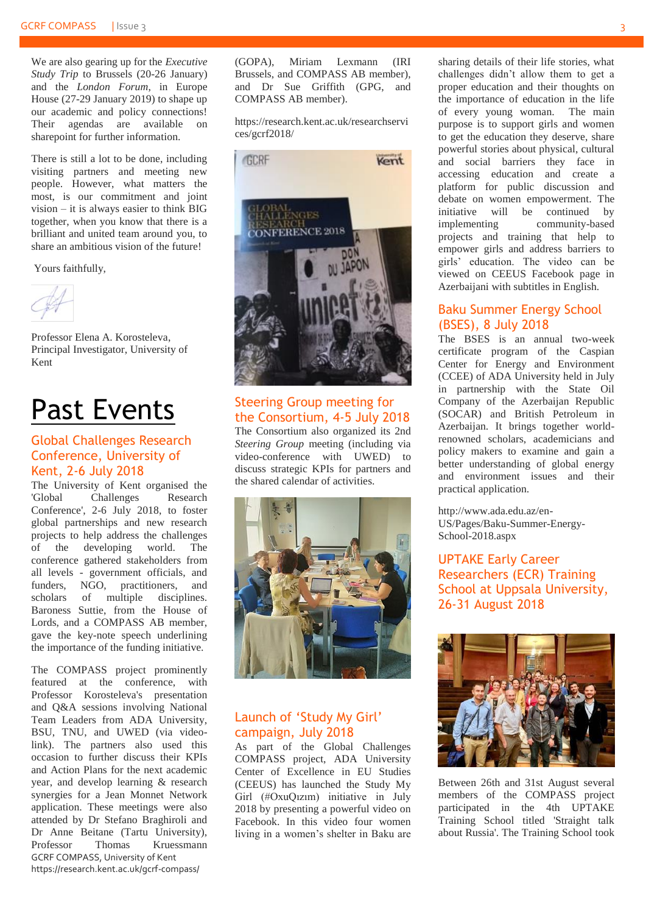We are also gearing up for the *Executive Study Trip* to Brussels (20-26 January) and the *London Forum*, in Europe House (27-29 January 2019) to shape up our academic and policy connections! Their agendas are available on sharepoint for further information.

There is still a lot to be done, including visiting partners and meeting new people. However, what matters the most, is our commitment and joint vision – it is always easier to think BIG together, when you know that there is a brilliant and united team around you, to share an ambitious vision of the future!

Yours faithfully,

Professor Elena A. Korosteleva, Principal Investigator, University of Kent

# Past Events

## Global Challenges Research Conference, University of Kent, 2-6 July 2018

The University of Kent organised the 'Global Challenges Research Conference', 2-6 July 2018, to foster global partnerships and new research projects to help address the challenges of the developing world. The conference gathered stakeholders from all levels - government officials, and funders, NGO, practitioners, and scholars of multiple disciplines. Baroness Suttie, from the House of Lords, and a COMPASS AB member, gave the key-note speech underlining the importance of the funding initiative.

The COMPASS project prominently featured at the conference, with Professor Korosteleva's presentation and Q&A sessions involving National Team Leaders from ADA University, BSU, TNU, and UWED (via video-link). The partners also used this occasion to further discuss their KPIs and Action Plans for the next academic year, and develop learning & research synergies for a Jean Monnet Network application. These meetings were also attended by Dr Stefano Braghiroli and Dr Anne Beitane (Tartu University), Professor Thomas Kruessmann (GOPA), Miriam Lexmann (IRI Brussels, and COMPASS AB member), and Dr Sue Griffith (GPG, and COMPASS AB member).

https://research.kent.ac.uk/researchservices/gcrf2018/

## Steering Group meeting for the Consortium, 4-5 July 2018

The Consortium also organized its 2nd *Steering Group* meeting (including via video-conference with UWED) to discuss strategic KPIs for partners and the shared calendar of activities.

## Launch of 'Study My Girl' campaign, July 2018

As part of the Global Challenges COMPASS project, ADA University Center of Excellence in EU Studies (CEEUS) has launched the Study My Girl (#OxuQızım) initiative in July 2018 by presenting a powerful video on Facebook. In this video four women living in a women's shelter in Baku are sharing details of their life stories, what challenges didn't allow them to get a proper education and their thoughts on the importance of education in the life of every young woman. The main purpose is to support girls and women to get the education they deserve, share powerful stories about physical, cultural and social barriers they face in accessing education and create a platform for public discussion and debate on women empowerment. The initiative will be continued by implementing community-based projects and training that help to empower girls and address barriers to girls' education. The video can be viewed on CEEUS Facebook page in Azerbaijani with subtitles in English.

## Baku Summer Energy School (BSES), 8 July 2018

The BSES is an annual two-week certificate program of the Caspian Center for Energy and Environment (CCEE) of ADA University held in July in partnership with the State Oil Company of the Azerbaijan Republic (SOCAR) and British Petroleum in Azerbaijan. It brings together world-renowned scholars, academicians and policy makers to examine and gain a better understanding of global energy and environment issues and their practical application.

http://www.ada.edu.az/en-US/Pages/Baku-Summer-Energy-School-2018.aspx

## UPTAKE Early Career Researchers (ECR) Training School at Uppsala University, 26-31 August 2018

Between 26th and 31st August several members of the COMPASS project participated in the 4th UPTAKE Training School titled 'Straight talk about Russia'. The Training School took

GCRF COMPASS, University of Kent
https://research.kent.ac.uk/gcrf-compass/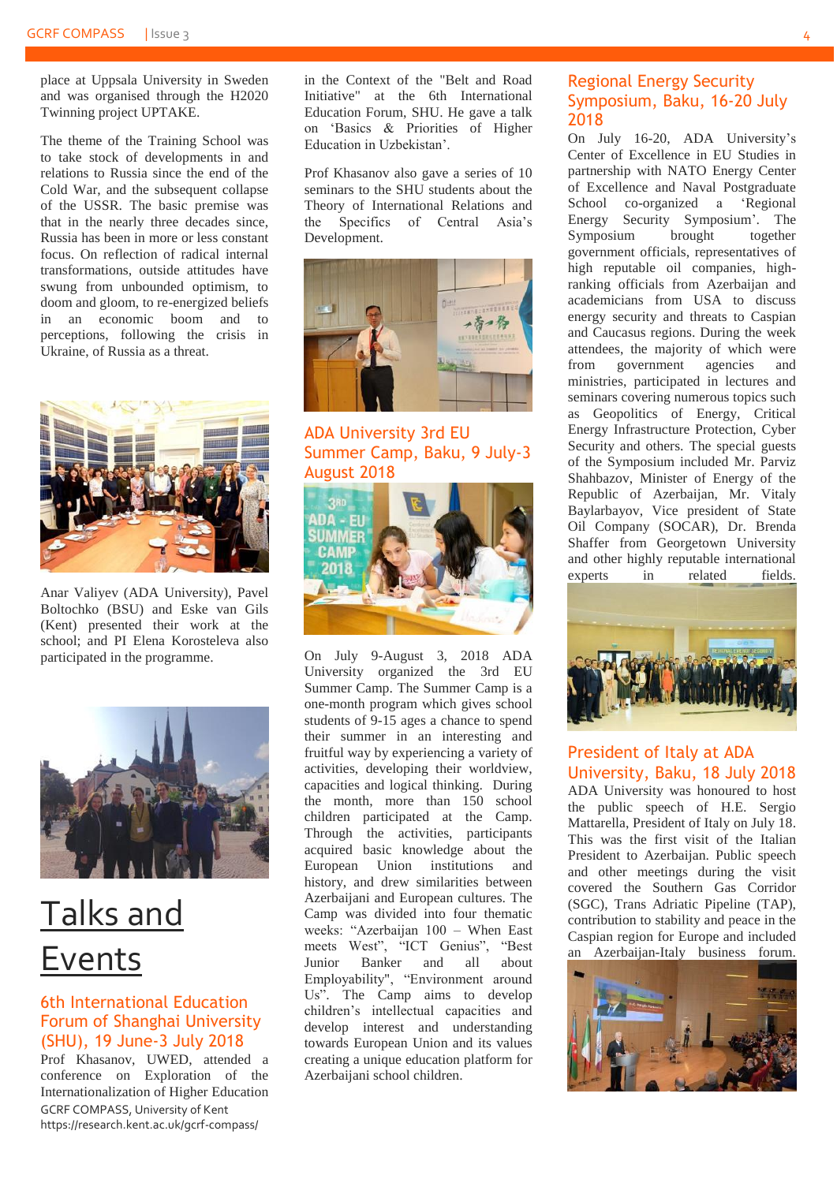place at Uppsala University in Sweden and was organised through the H2020 Twinning project UPTAKE.

The theme of the Training School was to take stock of developments in and relations to Russia since the end of the Cold War, and the subsequent collapse of the USSR. The basic premise was that in the nearly three decades since, Russia has been in more or less constant focus. On reflection of radical internal transformations, outside attitudes have swung from unbounded optimism, to doom and gloom, to re-energized beliefs in an economic boom and to perceptions, following the crisis in Ukraine, of Russia as a threat.

Anar Valiyev (ADA University), Pavel Boltochko (BSU) and Eske van Gils (Kent) presented their work at the school; and PI Elena Korosteleva also participated in the programme.

# Talks and Events

## 6th International Education Forum of Shanghai University (SHU), 19 June-3 July 2018

Prof Khasanov, UWED, attended a conference on Exploration of the Internationalization of Higher Education in the Context of the "Belt and Road Initiative" at the 6th International Education Forum, SHU. He gave a talk on 'Basics & Priorities of Higher Education in Uzbekistan'.

Prof Khasanov also gave a series of 10 seminars to the SHU students about the Theory of International Relations and the Specifics of Central Asia's Development.

## ADA University 3rd EU Summer Camp, Baku, 9 July-3 August 2018

On July 9-August 3, 2018 ADA University organized the 3rd EU Summer Camp. The Summer Camp is a one-month program which gives school students of 9-15 ages a chance to spend their summer in an interesting and fruitful way by experiencing a variety of activities, developing their worldview, capacities and logical thinking. During the month, more than 150 school children participated at the Camp. Through the activities, participants acquired basic knowledge about the European Union institutions and history, and drew similarities between Azerbaijani and European cultures. The Camp was divided into four thematic weeks: "Azerbaijan 100 – When East meets West", "ICT Genius", "Best Junior Banker and all about Employability", "Environment around Us". The Camp aims to develop children's intellectual capacities and develop interest and understanding towards European Union and its values creating a unique education platform for Azerbaijani school children.

## Regional Energy Security Symposium, Baku, 16-20 July 2018

On July 16-20, ADA University's Center of Excellence in EU Studies in partnership with NATO Energy Center of Excellence and Naval Postgraduate School co-organized a 'Regional Energy Security Symposium'. The Symposium brought together government officials, representatives of high reputable oil companies, high-ranking officials from Azerbaijan and academicians from USA to discuss energy security and threats to Caspian and Caucasus regions. During the week attendees, the majority of which were from government agencies and ministries, participated in lectures and seminars covering numerous topics such as Geopolitics of Energy, Critical Energy Infrastructure Protection, Cyber Security and others. The special guests of the Symposium included Mr. Parviz Shahbazov, Minister of Energy of the Republic of Azerbaijan, Mr. Vitaly Baylarbayov, Vice president of State Oil Company (SOCAR), Dr. Brenda Shaffer from Georgetown University and other highly reputable international experts in related fields.

## President of Italy at ADA University, Baku, 18 July 2018

ADA University was honoured to host the public speech of H.E. Sergio Mattarella, President of Italy on July 18. This was the first visit of the Italian President to Azerbaijan. Public speech and other meetings during the visit covered the Southern Gas Corridor (SGC), Trans Adriatic Pipeline (TAP), contribution to stability and peace in the Caspian region for Europe and included an Azerbaijan-Italy business forum.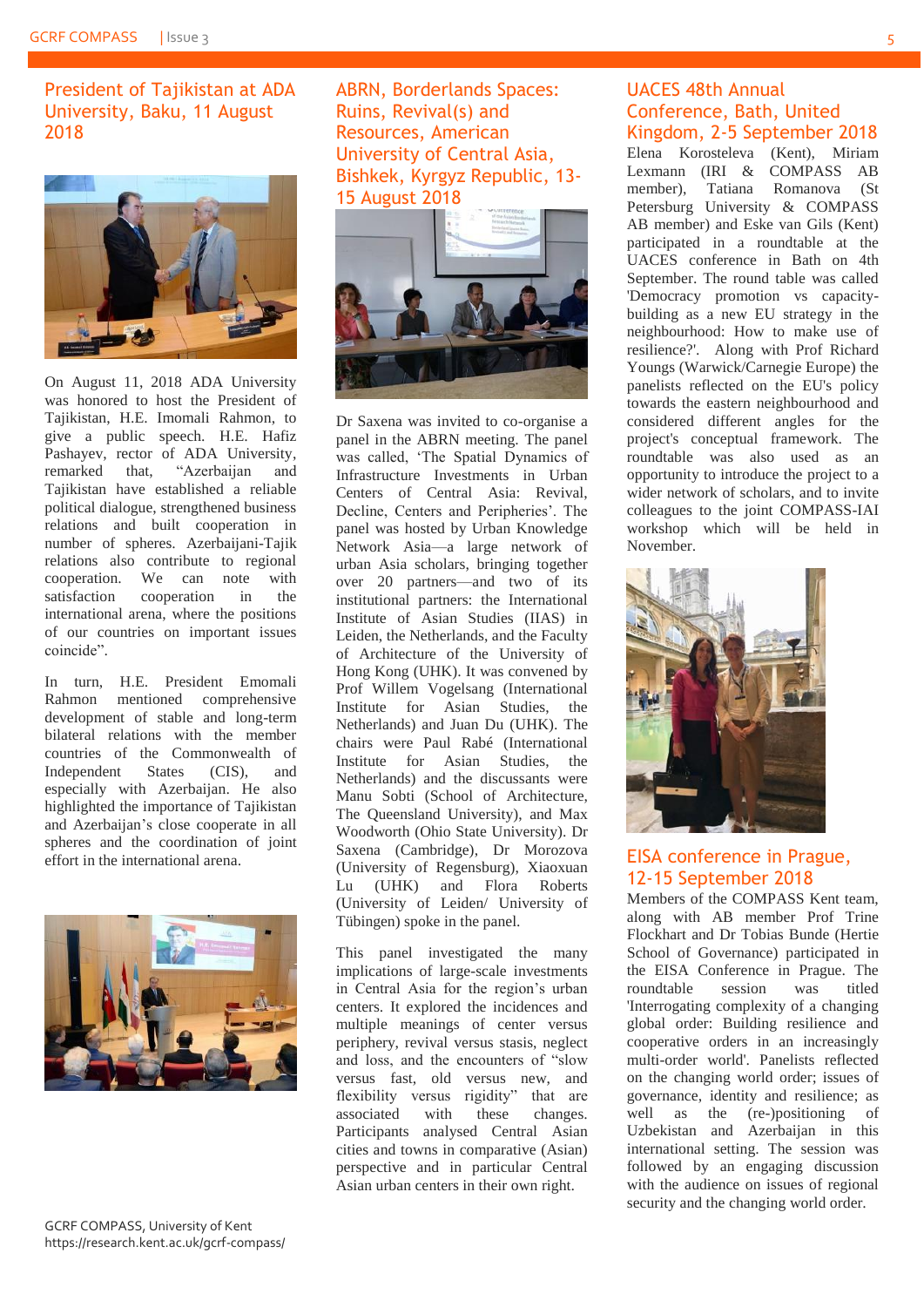## President of Tajikistan at ADA University, Baku, 11 August 2018

On August 11, 2018 ADA University was honored to host the President of Tajikistan, H.E. Imomali Rahmon, to give a public speech. H.E. Hafiz Pashayev, rector of ADA University, remarked that, "Azerbaijan and Tajikistan have established a reliable political dialogue, strengthened business relations and built cooperation in number of spheres. Azerbaijani-Tajik relations also contribute to regional cooperation. We can note with satisfaction cooperation in the international arena, where the positions of our countries on important issues coincide".

In turn, H.E. President Emomali Rahmon mentioned comprehensive development of stable and long-term bilateral relations with the member countries of the Commonwealth of Independent States (CIS), and especially with Azerbaijan. He also highlighted the importance of Tajikistan and Azerbaijan's close cooperate in all spheres and the coordination of joint effort in the international arena.

## ABRN, Borderlands Spaces: Ruins, Revival(s) and Resources, American University of Central Asia, Bishkek, Kyrgyz Republic, 13-15 August 2018

Dr Saxena was invited to co-organise a panel in the ABRN meeting. The panel was called, 'The Spatial Dynamics of Infrastructure Investments in Urban Centers of Central Asia: Revival, Decline, Centers and Peripheries'. The panel was hosted by Urban Knowledge Network Asia—a large network of urban Asia scholars, bringing together over 20 partners—and two of its institutional partners: the International Institute of Asian Studies (IIAS) in Leiden, the Netherlands, and the Faculty of Architecture of the University of Hong Kong (UHK). It was convened by Prof Willem Vogelsang (International Institute for Asian Studies, the Netherlands) and Juan Du (UHK). The chairs were Paul Rabé (International Institute for Asian Studies, the Netherlands) and the discussants were Manu Sobti (School of Architecture, The Queensland University), and Max Woodworth (Ohio State University). Dr Saxena (Cambridge), Dr Morozova (University of Regensburg), Xiaoxuan Lu (UHK) and Flora Roberts (University of Leiden/ University of Tübingen) spoke in the panel.

This panel investigated the many implications of large-scale investments in Central Asia for the region's urban centers. It explored the incidences and multiple meanings of center versus periphery, revival versus stasis, neglect and loss, and the encounters of "slow versus fast, old versus new, and flexibility versus rigidity" that are associated with these changes. Participants analysed Central Asian cities and towns in comparative (Asian) perspective and in particular Central Asian urban centers in their own right.

## UACES 48th Annual Conference, Bath, United Kingdom, 2-5 September 2018

Elena Korosteleva (Kent), Miriam Lexmann (IRI & COMPASS AB member), Tatiana Romanova (St Petersburg University & COMPASS AB member) and Eske van Gils (Kent) participated in a roundtable at the UACES conference in Bath on 4th September. The round table was called 'Democracy promotion vs capacity-building as a new EU strategy in the neighbourhood: How to make use of resilience?'. Along with Prof Richard Youngs (Warwick/Carnegie Europe) the panelists reflected on the EU's policy towards the eastern neighbourhood and considered different angles for the project's conceptual framework. The roundtable was also used as an opportunity to introduce the project to a wider network of scholars, and to invite colleagues to the joint COMPASS-IAI workshop which will be held in November.

## EISA conference in Prague, 12-15 September 2018

Members of the COMPASS Kent team, along with AB member Prof Trine Flockhart and Dr Tobias Bunde (Hertie School of Governance) participated in the EISA Conference in Prague. The roundtable session was titled 'Interrogating complexity of a changing global order: Building resilience and cooperative orders in an increasingly multi-order world'. Panelists reflected on the changing world order; issues of governance, identity and resilience; as well as the (re-)positioning of Uzbekistan and Azerbaijan in this international setting. The session was followed by an engaging discussion with the audience on issues of regional security and the changing world order.

GCRF COMPASS, University of Kent
https://research.kent.ac.uk/gcrf-compass/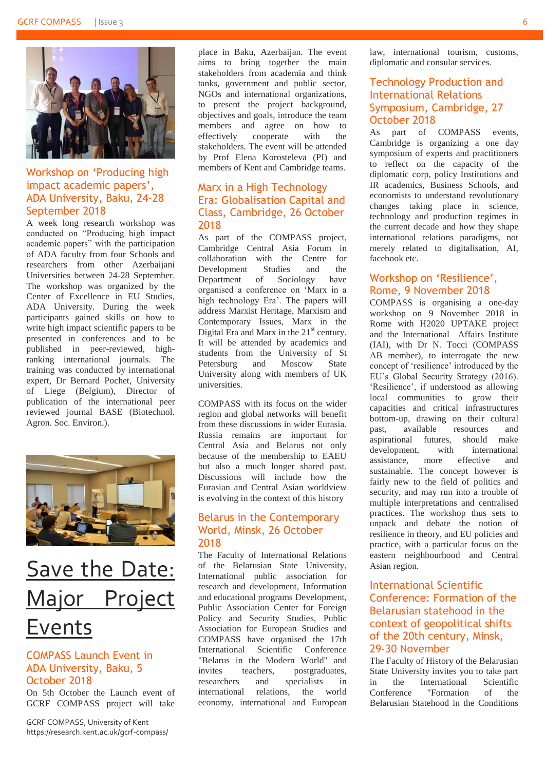## Workshop on 'Producing high impact academic papers', ADA University, Baku, 24-28 September 2018

A week long research workshop was conducted on "Producing high impact academic papers" with the participation of ADA faculty from four Schools and researchers from other Azerbaijani Universities between 24-28 September. The workshop was organized by the Center of Excellence in EU Studies, ADA University. During the week participants gained skills on how to write high impact scientific papers to be presented in conferences and to be published in peer-reviewed, high-ranking international journals. The training was conducted by international expert, Dr Bernard Pochet, University of Liege (Belgium), Director of publication of the international peer reviewed journal BASE (Biotechnol. Agron. Soc. Environ.).

# Save the Date: Major Project Events

## COMPASS Launch Event in ADA University, Baku, 5 October 2018

On 5th October the Launch event of GCRF COMPASS project will take place in Baku, Azerbaijan. The event aims to bring together the main stakeholders from academia and think tanks, government and public sector, NGOs and international organizations, to present the project background, objectives and goals, introduce the team members and agree on how to effectively cooperate with the stakeholders. The event will be attended by Prof Elena Korosteleva (PI) and members of Kent and Cambridge teams.

## Marx in a High Technology Era: Globalisation Capital and Class, Cambridge, 26 October 2018

As part of the COMPASS project, Cambridge Central Asia Forum in collaboration with the Centre for Development Studies and the Department of Sociology have organised a conference on 'Marx in a high technology Era'. The papers will address Marxist Heritage, Marxism and Contemporary Issues, Marx in the Digital Era and Marx in the 21st century. It will be attended by academics and students from the University of St Petersburg and Moscow State University along with members of UK universities.

COMPASS with its focus on the wider region and global networks will benefit from these discussions in wider Eurasia. Russia remains are important for Central Asia and Belarus not only because of the membership to EAEU but also a much longer shared past. Discussions will include how the Eurasian and Central Asian worldview is evolving in the context of this history

## Belarus in the Contemporary World, Minsk, 26 October 2018

The Faculty of International Relations of the Belarusian State University, International public association for research and development, Information and educational programs Development, Public Association Center for Foreign Policy and Security Studies, Public Association for European Studies and COMPASS have organised the 17th International Scientific Conference "Belarus in the Modern World" and invites teachers, postgraduates, researchers and specialists in international relations, the world economy, international and European law, international tourism, customs, diplomatic and consular services.

## Technology Production and International Relations Symposium, Cambridge, 27 October 2018

As part of COMPASS events, Cambridge is organizing a one day symposium of experts and practitioners to reflect on the capacity of the diplomatic corp, policy Institutions and IR academics, Business Schools, and economists to understand revolutionary changes taking place in science, technology and production regimes in the current decade and how they shape international relations paradigms, not merely related to digitalisation, AI, facebook etc.

## Workshop on 'Resilience', Rome, 9 November 2018

COMPASS is organising a one-day workshop on 9 November 2018 in Rome with H2020 UPTAKE project and the International Affairs Institute (IAI), with Dr N. Tocci (COMPASS AB member), to interrogate the new concept of 'resilience' introduced by the EU's Global Security Strategy (2016). 'Resilience', if understood as allowing local communities to grow their capacities and critical infrastructures bottom-up, drawing on their cultural past, available resources and aspirational futures, should make development, with international assistance, more effective and sustainable. The concept however is fairly new to the field of politics and security, and may run into a trouble of multiple interpretations and centralised practices. The workshop thus sets to unpack and debate the notion of resilience in theory, and EU policies and practice, with a particular focus on the eastern neighbourhood and Central Asian region.

## International Scientific Conference: Formation of the Belarusian statehood in the context of geopolitical shifts of the 20th century, Minsk, 29-30 November

The Faculty of History of the Belarusian State University invites you to take part in the International Scientific Conference "Formation of the Belarusian Statehood in the Conditions

GCRF COMPASS, University of Kent
https://research.kent.ac.uk/gcrf-compass/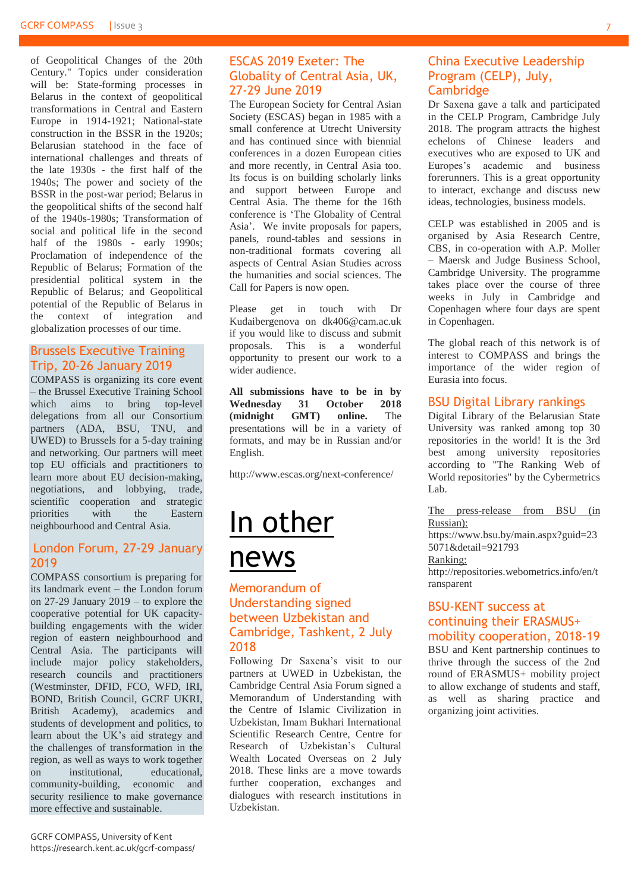of Geopolitical Changes of the 20th Century." Topics under consideration will be: State-forming processes in Belarus in the context of geopolitical transformations in Central and Eastern Europe in 1914-1921; National-state construction in the BSSR in the 1920s; Belarusian statehood in the face of international challenges and threats of the late 1930s - the first half of the 1940s; The power and society of the BSSR in the post-war period; Belarus in the geopolitical shifts of the second half of the 1940s-1980s; Transformation of social and political life in the second half of the 1980s - early 1990s; Proclamation of independence of the Republic of Belarus; Formation of the presidential political system in the Republic of Belarus; and Geopolitical potential of the Republic of Belarus in the context of integration and globalization processes of our time.

## Brussels Executive Training Trip, 20-26 January 2019

COMPASS is organizing its core event – the Brussel Executive Training School which aims to bring top-level delegations from all our Consortium partners (ADA, BSU, TNU, and UWED) to Brussels for a 5-day training and networking. Our partners will meet top EU officials and practitioners to learn more about EU decision-making, negotiations, and lobbying, trade, scientific cooperation and strategic priorities with the Eastern neighbourhood and Central Asia.

## London Forum, 27-29 January 2019

COMPASS consortium is preparing for its landmark event – the London forum on 27-29 January 2019 – to explore the cooperative potential for UK capacity-building engagements with the wider region of eastern neighbourhood and Central Asia. The participants will include major policy stakeholders, research councils and practitioners (Westminster, DFID, FCO, WFD, IRI, BOND, British Council, GCRF UKRI, British Academy), academics and students of development and politics, to learn about the UK's aid strategy and the challenges of transformation in the region, as well as ways to work together on institutional, educational, community-building, economic and security resilience to make governance more effective and sustainable.

## ESCAS 2019 Exeter: The Globality of Central Asia, UK, 27-29 June 2019

The European Society for Central Asian Society (ESCAS) began in 1985 with a small conference at Utrecht University and has continued since with biennial conferences in a dozen European cities and more recently, in Central Asia too. Its focus is on building scholarly links and support between Europe and Central Asia. The theme for the 16th conference is 'The Globality of Central Asia'. We invite proposals for papers, panels, round-tables and sessions in non-traditional formats covering all aspects of Central Asian Studies across the humanities and social sciences. The Call for Papers is now open.

Please get in touch with Dr Kudaibergenova on dk406@cam.ac.uk if you would like to discuss and submit proposals. This is a wonderful opportunity to present our work to a wider audience.

**All submissions have to be in by Wednesday 31 October 2018 (midnight GMT) online.** The presentations will be in a variety of formats, and may be in Russian and/or English.

http://www.escas.org/next-conference/

# In other news

## Memorandum of Understanding signed between Uzbekistan and Cambridge, Tashkent, 2 July 2018

Following Dr Saxena's visit to our partners at UWED in Uzbekistan, the Cambridge Central Asia Forum signed a Memorandum of Understanding with the Centre of Islamic Civilization in Uzbekistan, Imam Bukhari International Scientific Research Centre, Centre for Research of Uzbekistan's Cultural Wealth Located Overseas on 2 July 2018. These links are a move towards further cooperation, exchanges and dialogues with research institutions in Uzbekistan.

## China Executive Leadership Program (CELP), July, Cambridge

Dr Saxena gave a talk and participated in the CELP Program, Cambridge July 2018. The program attracts the highest echelons of Chinese leaders and executives who are exposed to UK and Europes's academic and business forerunners. This is a great opportunity to interact, exchange and discuss new ideas, technologies, business models.

CELP was established in 2005 and is organised by Asia Research Centre, CBS, in co-operation with A.P. Moller – Maersk and Judge Business School, Cambridge University. The programme takes place over the course of three weeks in July in Cambridge and Copenhagen where four days are spent in Copenhagen.

The global reach of this network is of interest to COMPASS and brings the importance of the wider region of Eurasia into focus.

## BSU Digital Library rankings

Digital Library of the Belarusian State University was ranked among top 30 repositories in the world! It is the 3rd best among university repositories according to "The Ranking Web of World repositories" by the Cybermetrics Lab.

The press-release from BSU (in Russian):
https://www.bsu.by/main.aspx?guid=235071&detail=921793
Ranking:
http://repositories.webometrics.info/en/transparent

## BSU-KENT success at continuing their ERASMUS+ mobility cooperation, 2018-19

BSU and Kent partnership continues to thrive through the success of the 2nd round of ERASMUS+ mobility project to allow exchange of students and staff, as well as sharing practice and organizing joint activities.

GCRF COMPASS, University of Kent
https://research.kent.ac.uk/gcrf-compass/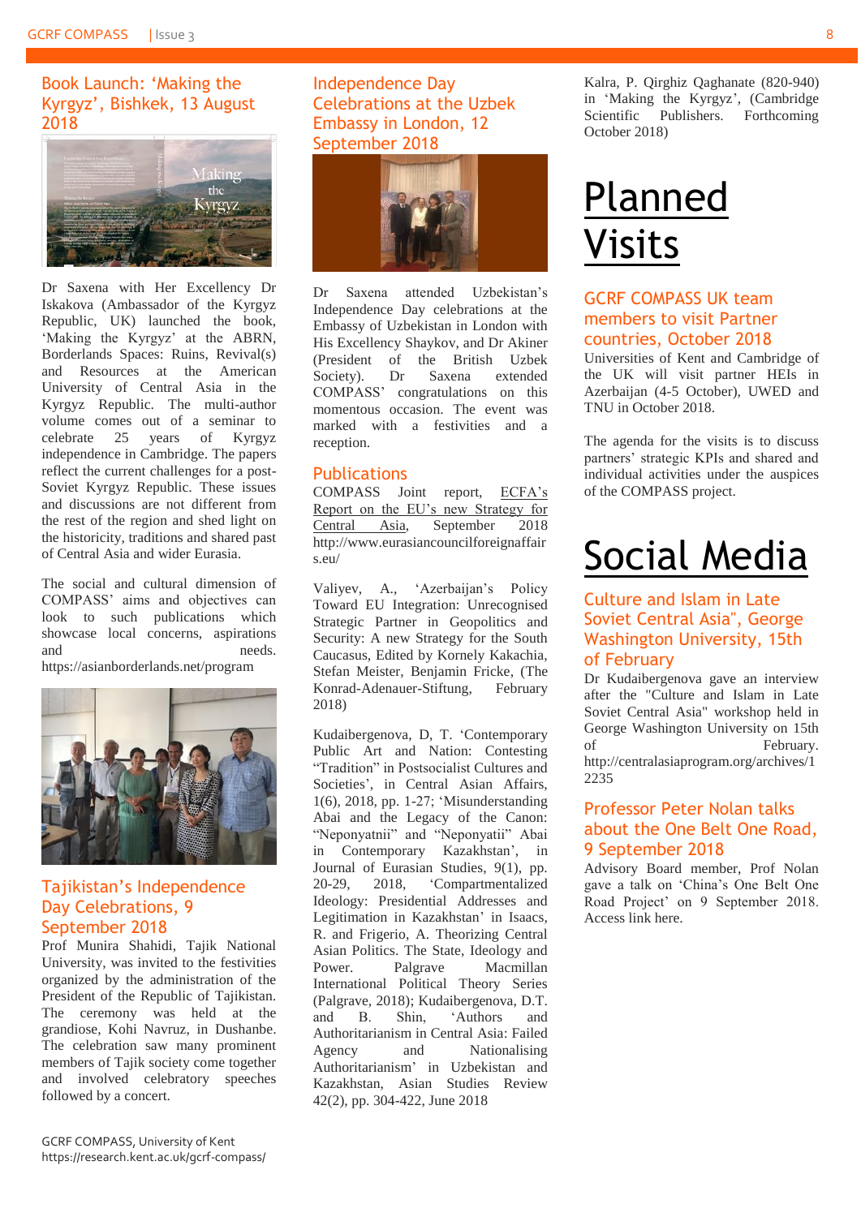## Book Launch: 'Making the Kyrgyz', Bishkek, 13 August 2018

Dr Saxena with Her Excellency Dr Iskakova (Ambassador of the Kyrgyz Republic, UK) launched the book, 'Making the Kyrgyz' at the ABRN, Borderlands Spaces: Ruins, Revival(s) and Resources at the American University of Central Asia in the Kyrgyz Republic. The multi-author volume comes out of a seminar to celebrate 25 years of Kyrgyz independence in Cambridge. The papers reflect the current challenges for a post-Soviet Kyrgyz Republic. These issues and discussions are not different from the rest of the region and shed light on the historicity, traditions and shared past of Central Asia and wider Eurasia.

The social and cultural dimension of COMPASS' aims and objectives can look to such publications which showcase local concerns, aspirations and needs. https://asianborderlands.net/program

## Tajikistan's Independence Day Celebrations, 9 September 2018

Prof Munira Shahidi, Tajik National University, was invited to the festivities organized by the administration of the President of the Republic of Tajikistan. The ceremony was held at the grandiose, Kohi Navruz, in Dushanbe. The celebration saw many prominent members of Tajik society come together and involved celebratory speeches followed by a concert.

## Independence Day Celebrations at the Uzbek Embassy in London, 12 September 2018

Dr Saxena attended Uzbekistan's Independence Day celebrations at the Embassy of Uzbekistan in London with His Excellency Shaykov, and Dr Akiner (President of the British Uzbek Society). Dr Saxena extended COMPASS' congratulations on this momentous occasion. The event was marked with a festivities and a reception.

## Publications

COMPASS Joint report, ECFA's Report on the EU's new Strategy for Central Asia, September 2018 http://www.eurasiancouncilforeignaffairs.eu/

Valiyev, A., 'Azerbaijan's Policy Toward EU Integration: Unrecognised Strategic Partner in Geopolitics and Security: A new Strategy for the South Caucasus, Edited by Kornely Kakachia, Stefan Meister, Benjamin Fricke, (The Konrad-Adenauer-Stiftung, February 2018)

Kudaibergenova, D, T. 'Contemporary Public Art and Nation: Contesting "Tradition" in Postsocialist Cultures and Societies', in Central Asian Affairs, 1(6), 2018, pp. 1-27; 'Misunderstanding Abai and the Legacy of the Canon: "Neponyatnii" and "Neponyatii" Abai in Contemporary Kazakhstan', in Journal of Eurasian Studies, 9(1), pp. 20-29, 2018, 'Compartmentalized Ideology: Presidential Addresses and Legitimation in Kazakhstan' in Isaacs, R. and Frigerio, A. Theorizing Central Asian Politics. The State, Ideology and Power. Palgrave Macmillan International Political Theory Series (Palgrave, 2018); Kudaibergenova, D.T. and B. Shin, 'Authors and Authoritarianism in Central Asia: Failed Agency and Nationalising Authoritarianism' in Uzbekistan and Kazakhstan, Asian Studies Review 42(2), pp. 304-422, June 2018

Kalra, P. Qirghiz Qaghanate (820-940) in 'Making the Kyrgyz', (Cambridge Scientific Publishers. Forthcoming October 2018)

# Planned Visits

## GCRF COMPASS UK team members to visit Partner countries, October 2018

Universities of Kent and Cambridge of the UK will visit partner HEIs in Azerbaijan (4-5 October), UWED and TNU in October 2018.

The agenda for the visits is to discuss partners' strategic KPIs and shared and individual activities under the auspices of the COMPASS project.

# Social Media

## Culture and Islam in Late Soviet Central Asia", George Washington University, 15th of February

Dr Kudaibergenova gave an interview after the "Culture and Islam in Late Soviet Central Asia" workshop held in George Washington University on 15th of February. http://centralasiaprogram.org/archives/12235

## Professor Peter Nolan talks about the One Belt One Road, 9 September 2018

Advisory Board member, Prof Nolan gave a talk on 'China's One Belt One Road Project' on 9 September 2018. Access link here.

GCRF COMPASS, University of Kent
https://research.kent.ac.uk/gcrf-compass/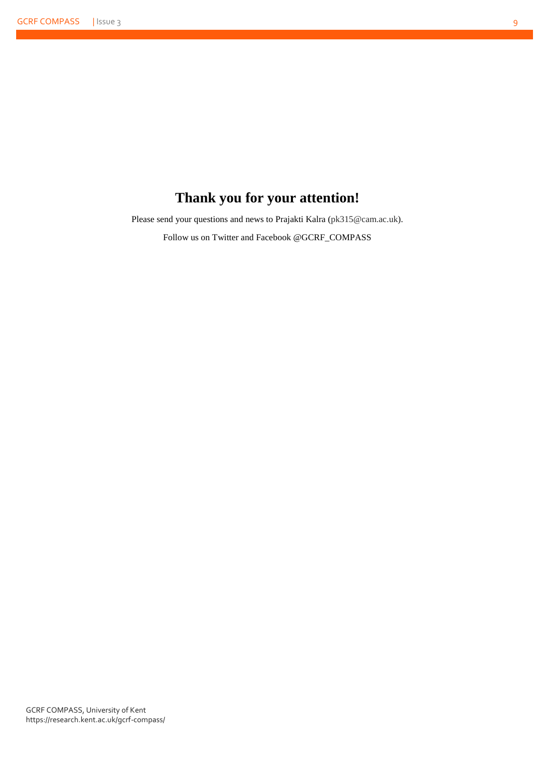# Thank you for your attention!

Please send your questions and news to Prajakti Kalra (pk315@cam.ac.uk).

Follow us on Twitter and Facebook @GCRF_COMPASS

GCRF COMPASS, University of Kent
https://research.kent.ac.uk/gcrf-compass/